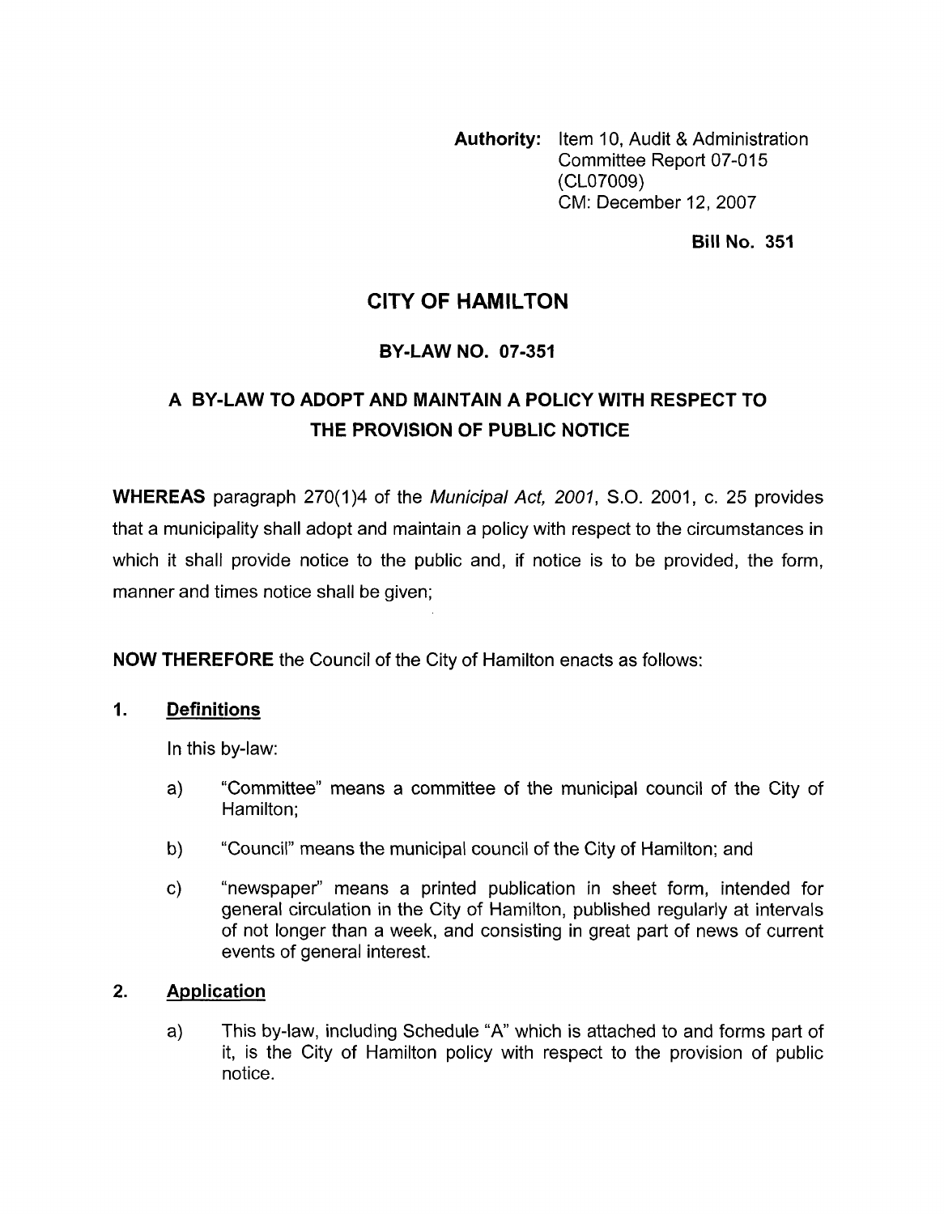**Authority:** Item 10, Audit & Administration Committee Report 07-015 (CL07009)
CM: December 12, 2007

**Bill No. 351**

# CITY OF HAMILTON

## BY-LAW NO. 07-351

## A BY-LAW TO ADOPT AND MAINTAIN A POLICY WITH RESPECT TO THE PROVISION OF PUBLIC NOTICE

**WHEREAS** paragraph 270(1)4 of the *Municipal Act, 2001*, S.O. 2001, c. 25 provides that a municipality shall adopt and maintain a policy with respect to the circumstances in which it shall provide notice to the public and, if notice is to be provided, the form, manner and times notice shall be given;

**NOW THEREFORE** the Council of the City of Hamilton enacts as follows:

### 1. Definitions

In this by-law:

a) "Committee" means a committee of the municipal council of the City of Hamilton;

b) "Council" means the municipal council of the City of Hamilton; and

c) "newspaper" means a printed publication in sheet form, intended for general circulation in the City of Hamilton, published regularly at intervals of not longer than a week, and consisting in great part of news of current events of general interest.

### 2. Application

a) This by-law, including Schedule "A" which is attached to and forms part of it, is the City of Hamilton policy with respect to the provision of public notice.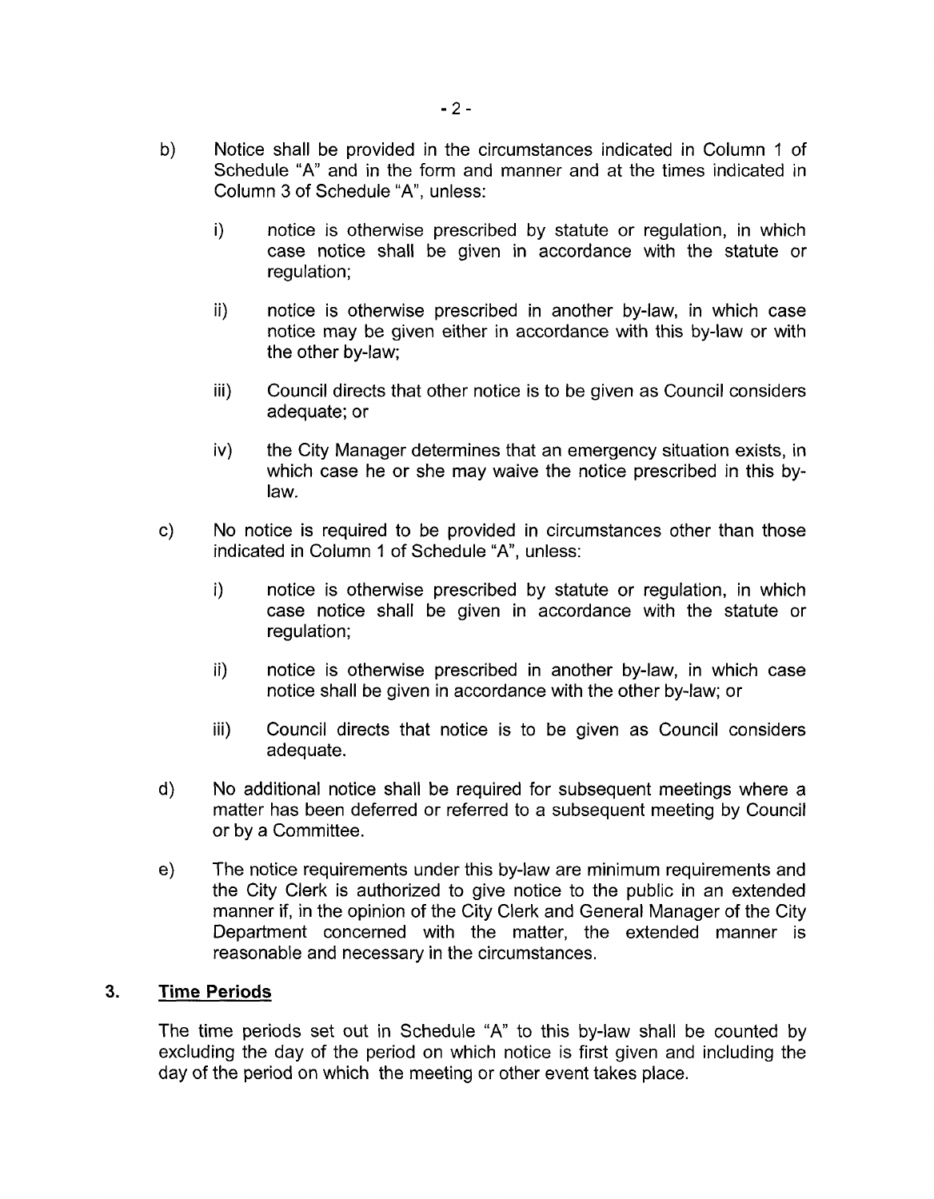b) Notice shall be provided in the circumstances indicated in Column 1 of Schedule "A" and in the form and manner and at the times indicated in Column 3 of Schedule "A", unless:

   i) notice is otherwise prescribed by statute or regulation, in which case notice shall be given in accordance with the statute or regulation;

   ii) notice is otherwise prescribed in another by-law, in which case notice may be given either in accordance with this by-law or with the other by-law;

   iii) Council directs that other notice is to be given as Council considers adequate; or

   iv) the City Manager determines that an emergency situation exists, in which case he or she may waive the notice prescribed in this by-law.

c) No notice is required to be provided in circumstances other than those indicated in Column 1 of Schedule "A", unless:

   i) notice is otherwise prescribed by statute or regulation, in which case notice shall be given in accordance with the statute or regulation;

   ii) notice is otherwise prescribed in another by-law, in which case notice shall be given in accordance with the other by-law; or

   iii) Council directs that notice is to be given as Council considers adequate.

d) No additional notice shall be required for subsequent meetings where a matter has been deferred or referred to a subsequent meeting by Council or by a Committee.

e) The notice requirements under this by-law are minimum requirements and the City Clerk is authorized to give notice to the public in an extended manner if, in the opinion of the City Clerk and General Manager of the City Department concerned with the matter, the extended manner is reasonable and necessary in the circumstances.

## 3. Time Periods

The time periods set out in Schedule "A" to this by-law shall be counted by excluding the day of the period on which notice is first given and including the day of the period on which the meeting or other event takes place.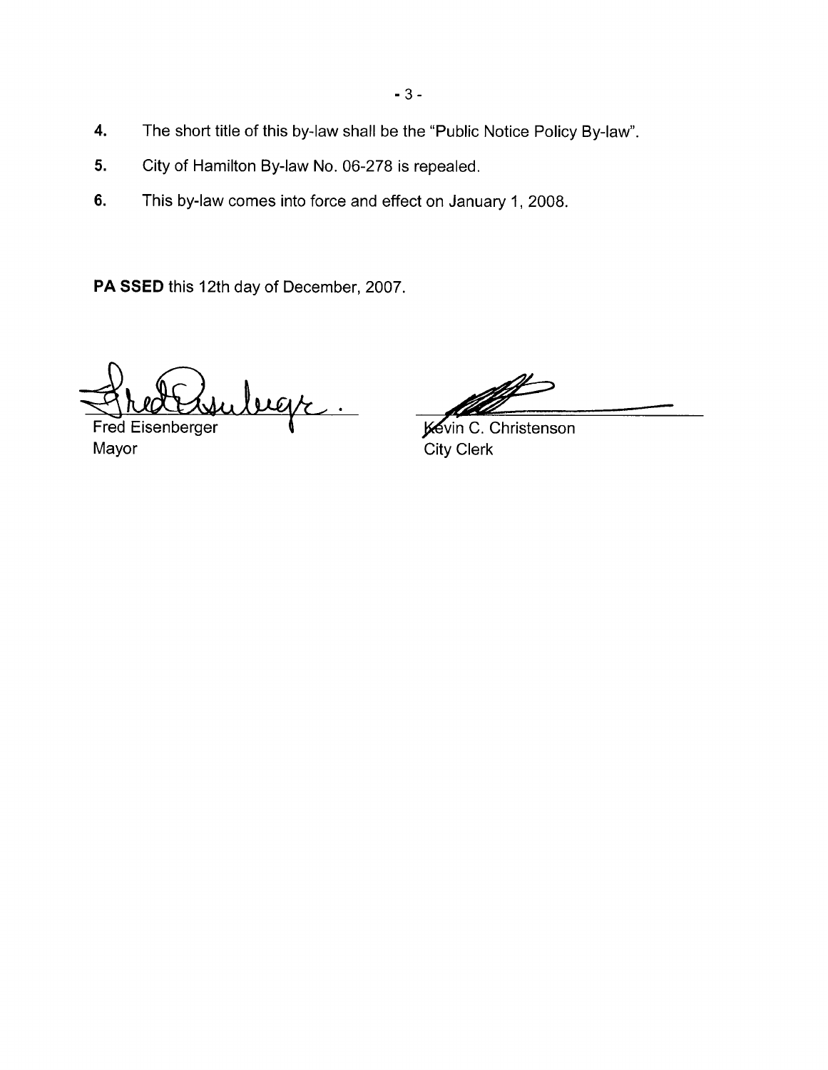4. The short title of this by-law shall be the "Public Notice Policy By-law".

5. City of Hamilton By-law No. 06-278 is repealed.

6. This by-law comes into force and effect on January 1, 2008.

**PA SSED** this 12th day of December, 2007.

| | |
|---|---|
| Fred Eisenberger | Kevin C. Christenson |
| Mayor | City Clerk |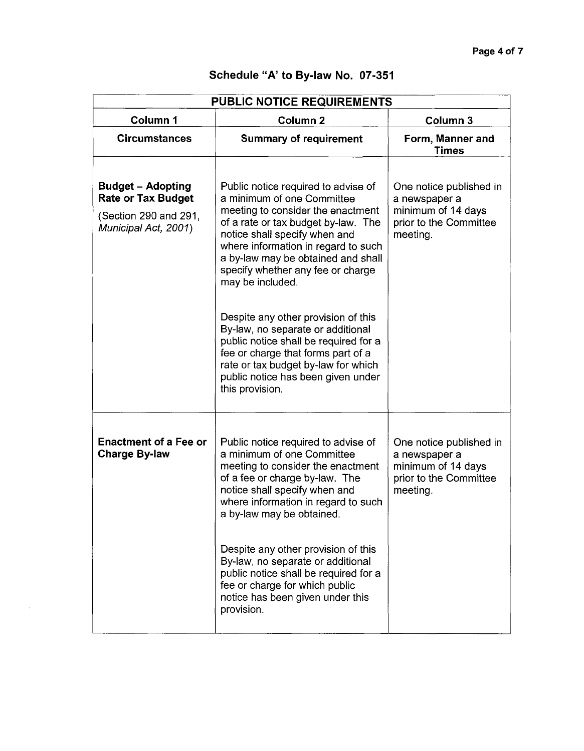## Schedule "A' to By-law No. 07-351

| PUBLIC NOTICE REQUIREMENTS | | |
|---|---|---|
| **Column 1** | **Column 2** | **Column 3** |
| **Circumstances** | **Summary of requirement** | **Form, Manner and Times** |
| **Budget – Adopting Rate or Tax Budget**<br><br>(Section 290 and 291, *Municipal Act, 2001*) | Public notice required to advise of a minimum of one Committee meeting to consider the enactment of a rate or tax budget by-law. The notice shall specify when and where information in regard to such a by-law may be obtained and shall specify whether any fee or charge may be included.<br><br>Despite any other provision of this By-law, no separate or additional public notice shall be required for a fee or charge that forms part of a rate or tax budget by-law for which public notice has been given under this provision. | One notice published in a newspaper a minimum of 14 days prior to the Committee meeting. |
| **Enactment of a Fee or Charge By-law** | Public notice required to advise of a minimum of one Committee meeting to consider the enactment of a fee or charge by-law. The notice shall specify when and where information in regard to such a by-law may be obtained.<br><br>Despite any other provision of this By-law, no separate or additional public notice shall be required for a fee or charge for which public notice has been given under this provision. | One notice published in a newspaper a minimum of 14 days prior to the Committee meeting. |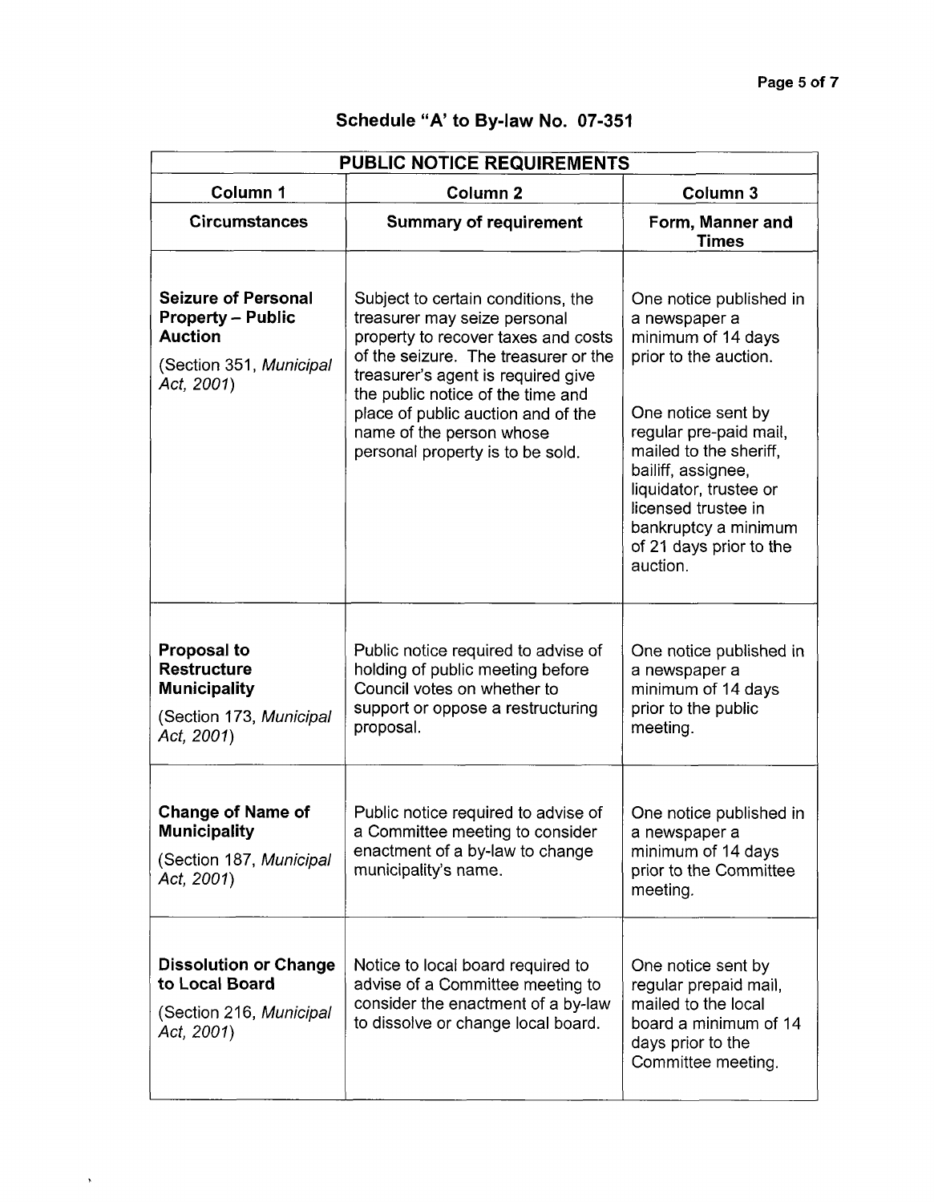## Schedule "A' to By-law No. 07-351

| PUBLIC NOTICE REQUIREMENTS | | |
|---|---|---|
| **Column 1** | **Column 2** | **Column 3** |
| **Circumstances** | **Summary of requirement** | **Form, Manner and Times** |
| **Seizure of Personal Property – Public Auction** (Section 351, *Municipal Act, 2001*) | Subject to certain conditions, the treasurer may seize personal property to recover taxes and costs of the seizure. The treasurer or the treasurer's agent is required give the public notice of the time and place of public auction and of the name of the person whose personal property is to be sold. | One notice published in a newspaper a minimum of 14 days prior to the auction. One notice sent by regular pre-paid mail, mailed to the sheriff, bailiff, assignee, liquidator, trustee or licensed trustee in bankruptcy a minimum of 21 days prior to the auction. |
| **Proposal to Restructure Municipality** (Section 173, *Municipal Act, 2001*) | Public notice required to advise of holding of public meeting before Council votes on whether to support or oppose a restructuring proposal. | One notice published in a newspaper a minimum of 14 days prior to the public meeting. |
| **Change of Name of Municipality** (Section 187, *Municipal Act, 2001*) | Public notice required to advise of a Committee meeting to consider enactment of a by-law to change municipality's name. | One notice published in a newspaper a minimum of 14 days prior to the Committee meeting. |
| **Dissolution or Change to Local Board** (Section 216, *Municipal Act, 2001*) | Notice to local board required to advise of a Committee meeting to consider the enactment of a by-law to dissolve or change local board. | One notice sent by regular prepaid mail, mailed to the local board a minimum of 14 days prior to the Committee meeting. |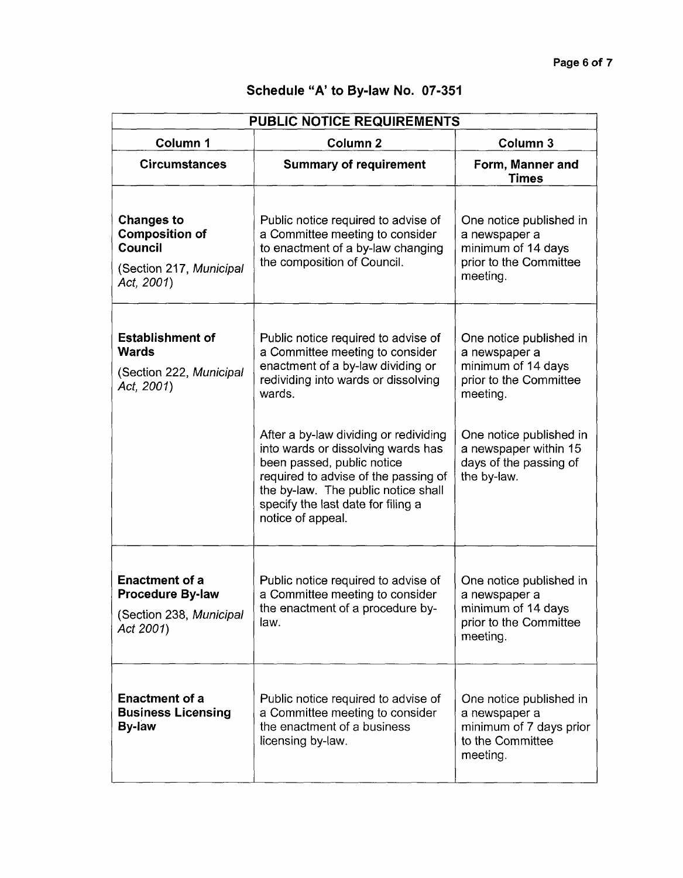## Schedule "A' to By-law No. 07-351

| PUBLIC NOTICE REQUIREMENTS | | |
|---|---|---|
| **Column 1** | **Column 2** | **Column 3** |
| **Circumstances** | **Summary of requirement** | **Form, Manner and Times** |
| **Changes to Composition of Council** (Section 217, *Municipal Act, 2001*) | Public notice required to advise of a Committee meeting to consider to enactment of a by-law changing the composition of Council. | One notice published in a newspaper a minimum of 14 days prior to the Committee meeting. |
| **Establishment of Wards** (Section 222, *Municipal Act, 2001*) | Public notice required to advise of a Committee meeting to consider enactment of a by-law dividing or redividing into wards or dissolving wards. | One notice published in a newspaper a minimum of 14 days prior to the Committee meeting. |
| | After a by-law dividing or redividing into wards or dissolving wards has been passed, public notice required to advise of the passing of the by-law. The public notice shall specify the last date for filing a notice of appeal. | One notice published in a newspaper within 15 days of the passing of the by-law. |
| **Enactment of a Procedure By-law** (Section 238, *Municipal Act 2001*) | Public notice required to advise of a Committee meeting to consider the enactment of a procedure by-law. | One notice published in a newspaper a minimum of 14 days prior to the Committee meeting. |
| **Enactment of a Business Licensing By-law** | Public notice required to advise of a Committee meeting to consider the enactment of a business licensing by-law. | One notice published in a newspaper a minimum of 7 days prior to the Committee meeting. |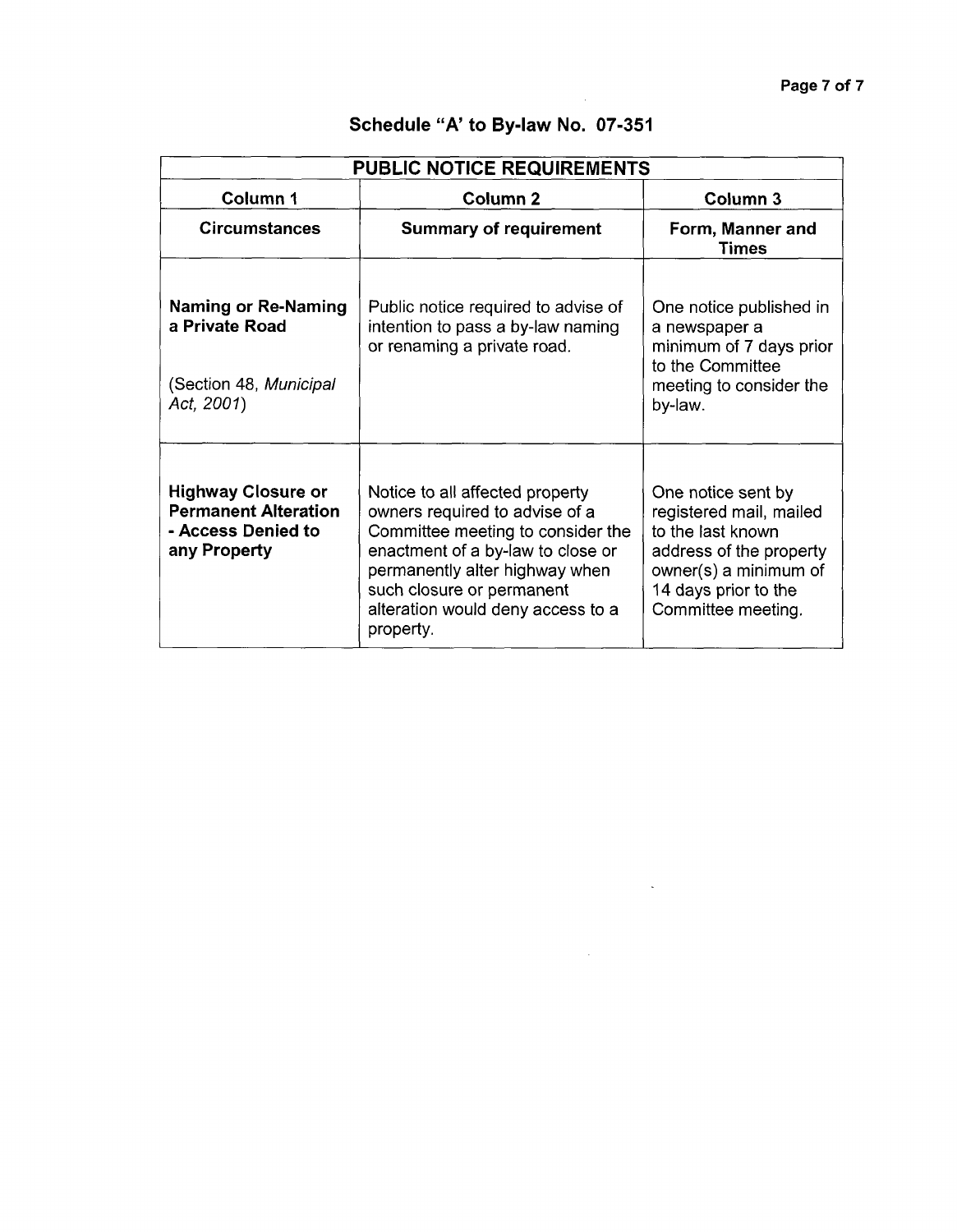## Schedule "A' to By-law No. 07-351

| PUBLIC NOTICE REQUIREMENTS | | |
|---|---|---|
| **Column 1** | **Column 2** | **Column 3** |
| **Circumstances** | **Summary of requirement** | **Form, Manner and Times** |
| **Naming or Re-Naming a Private Road**<br><br>(Section 48, *Municipal Act, 2001*) | Public notice required to advise of intention to pass a by-law naming or renaming a private road. | One notice published in a newspaper a minimum of 7 days prior to the Committee meeting to consider the by-law. |
| **Highway Closure or Permanent Alteration - Access Denied to any Property** | Notice to all affected property owners required to advise of a Committee meeting to consider the enactment of a by-law to close or permanently alter highway when such closure or permanent alteration would deny access to a property. | One notice sent by registered mail, mailed to the last known address of the property owner(s) a minimum of 14 days prior to the Committee meeting. |